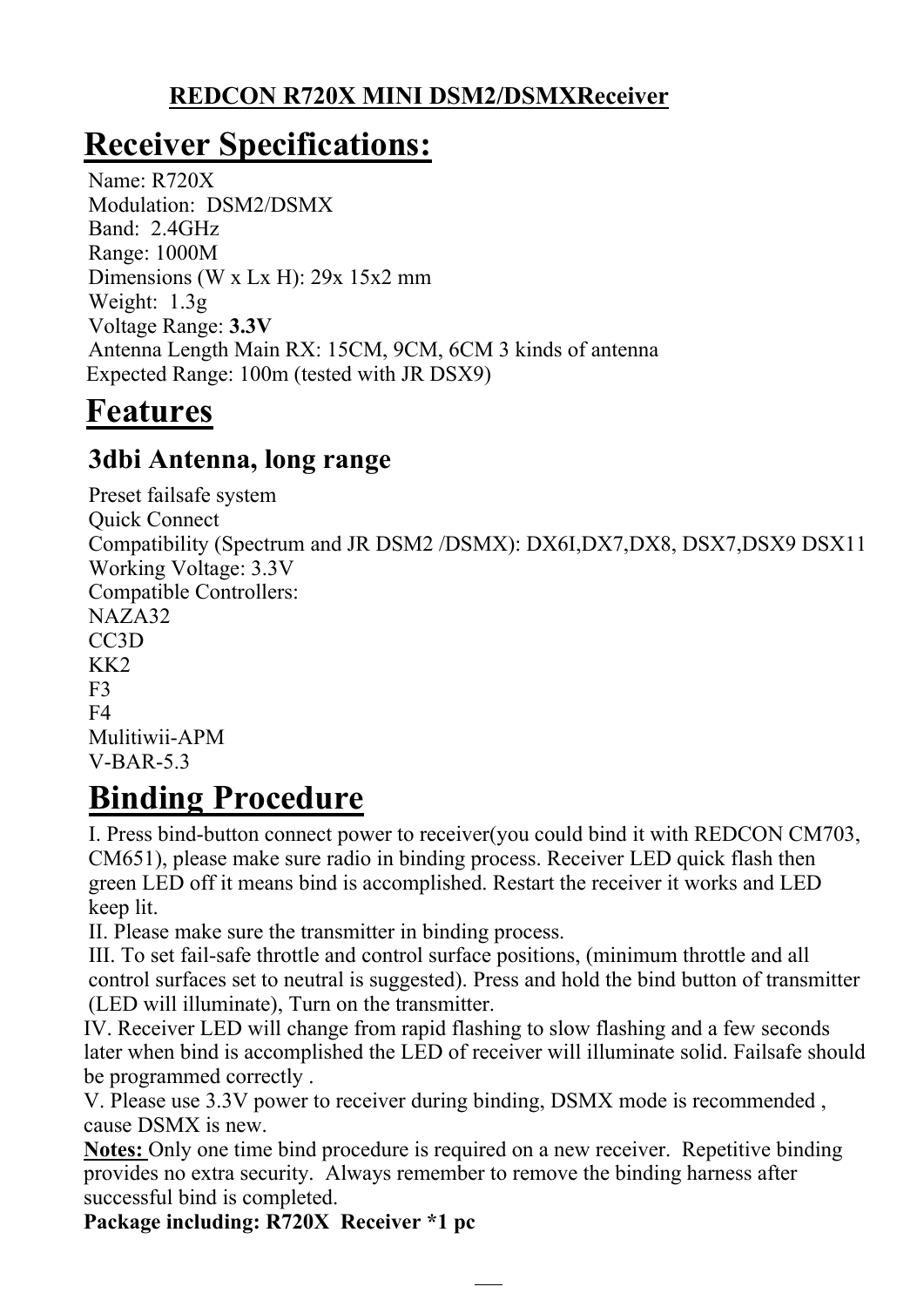**REDCON R720X MINI DSM2/DSMXReceiver**

# Receiver Specifications:

Name: R720X
Modulation: DSM2/DSMX
Band: 2.4GHz
Range: 1000M
Dimensions (W x Lx H): 29x 15x2 mm
Weight: 1.3g
Voltage Range: **3.3V**
Antenna Length Main RX: 15CM, 9CM, 6CM 3 kinds of antenna
Expected Range: 100m (tested with JR DSX9)

# Features

## 3dbi Antenna, long range

Preset failsafe system
Quick Connect
Compatibility (Spectrum and JR DSM2 /DSMX): DX6I,DX7,DX8, DSX7,DSX9 DSX11
Working Voltage: 3.3V
Compatible Controllers:
NAZA32
CC3D
KK2
F3
F4
Mulitiwii-APM
V-BAR-5.3

# Binding Procedure

I. Press bind-button connect power to receiver(you could bind it with REDCON CM703, CM651), please make sure radio in binding process. Receiver LED quick flash then green LED off it means bind is accomplished. Restart the receiver it works and LED keep lit.

II. Please make sure the transmitter in binding process.

III. To set fail-safe throttle and control surface positions, (minimum throttle and all control surfaces set to neutral is suggested). Press and hold the bind button of transmitter (LED will illuminate), Turn on the transmitter.

IV. Receiver LED will change from rapid flashing to slow flashing and a few seconds later when bind is accomplished the LED of receiver will illuminate solid. Failsafe should be programmed correctly .

V. Please use 3.3V power to receiver during binding, DSMX mode is recommended , cause DSMX is new.

**Notes:** Only one time bind procedure is required on a new receiver. Repetitive binding provides no extra security. Always remember to remove the binding harness after successful bind is completed.

**Package including: R720X Receiver *1 pc**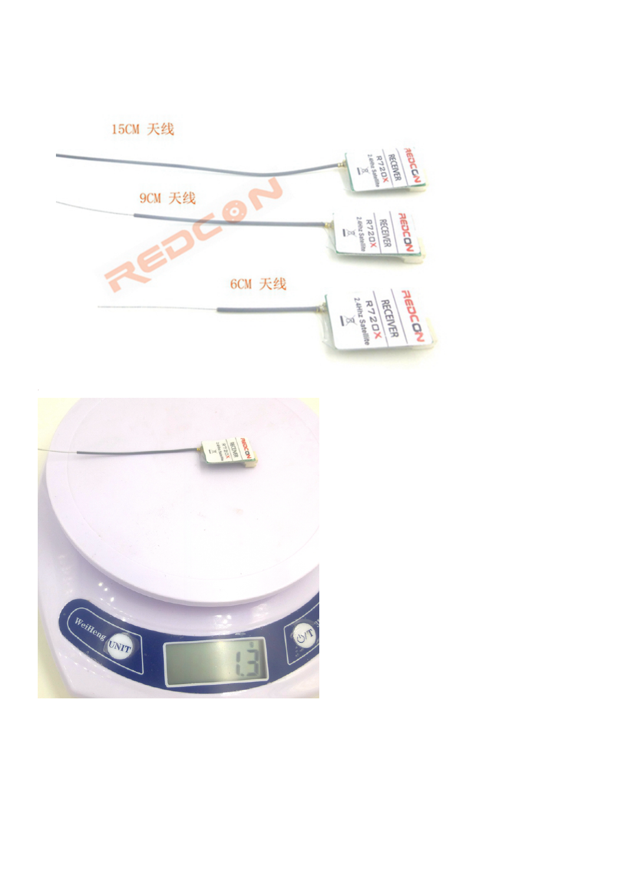15CM 天线

9CM 天线

6CM 天线